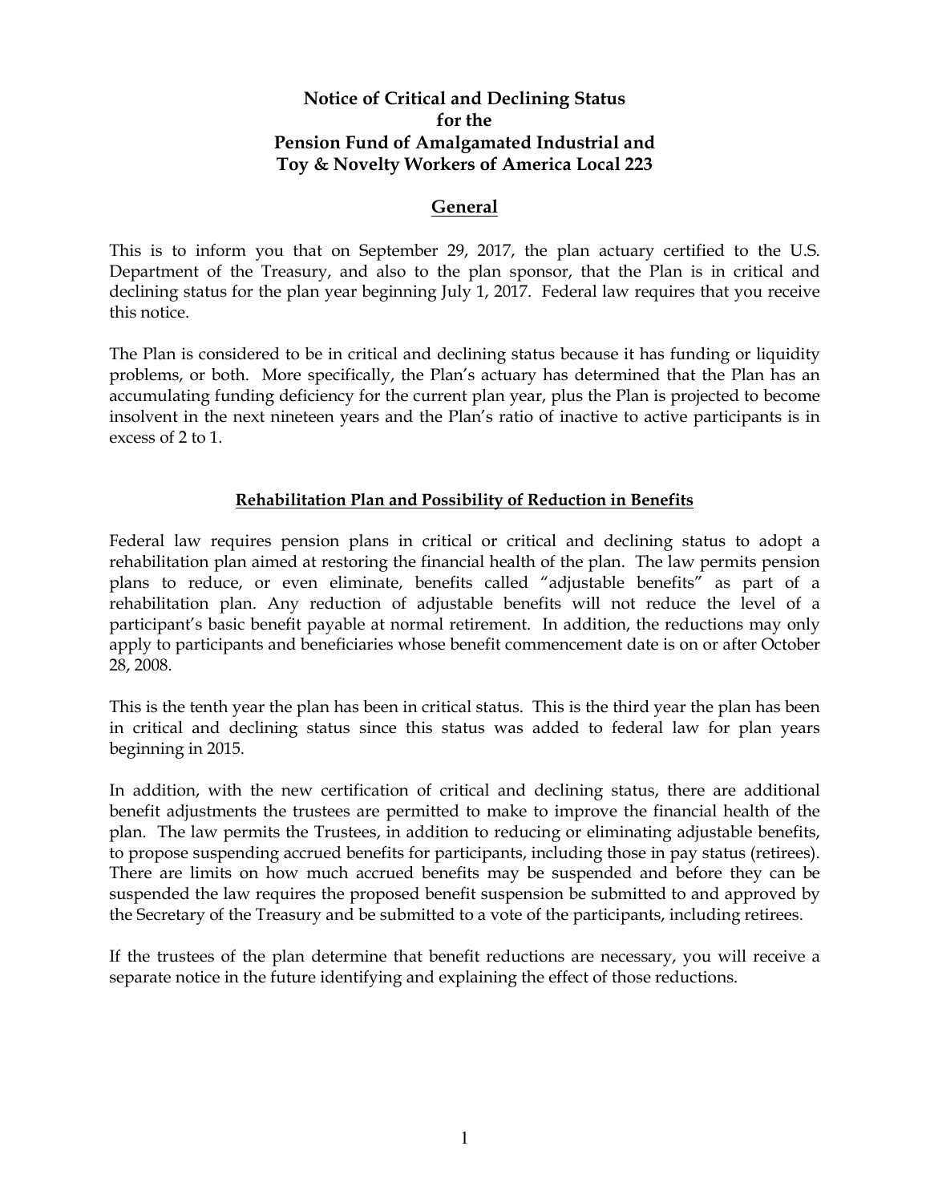# Notice of Critical and Declining Status for the Pension Fund of Amalgamated Industrial and Toy & Novelty Workers of America Local 223

## General

This is to inform you that on September 29, 2017, the plan actuary certified to the U.S. Department of the Treasury, and also to the plan sponsor, that the Plan is in critical and declining status for the plan year beginning July 1, 2017. Federal law requires that you receive this notice.

The Plan is considered to be in critical and declining status because it has funding or liquidity problems, or both. More specifically, the Plan's actuary has determined that the Plan has an accumulating funding deficiency for the current plan year, plus the Plan is projected to become insolvent in the next nineteen years and the Plan's ratio of inactive to active participants is in excess of 2 to 1.

### Rehabilitation Plan and Possibility of Reduction in Benefits

Federal law requires pension plans in critical or critical and declining status to adopt a rehabilitation plan aimed at restoring the financial health of the plan. The law permits pension plans to reduce, or even eliminate, benefits called "adjustable benefits" as part of a rehabilitation plan. Any reduction of adjustable benefits will not reduce the level of a participant's basic benefit payable at normal retirement. In addition, the reductions may only apply to participants and beneficiaries whose benefit commencement date is on or after October 28, 2008.

This is the tenth year the plan has been in critical status. This is the third year the plan has been in critical and declining status since this status was added to federal law for plan years beginning in 2015.

In addition, with the new certification of critical and declining status, there are additional benefit adjustments the trustees are permitted to make to improve the financial health of the plan. The law permits the Trustees, in addition to reducing or eliminating adjustable benefits, to propose suspending accrued benefits for participants, including those in pay status (retirees). There are limits on how much accrued benefits may be suspended and before they can be suspended the law requires the proposed benefit suspension be submitted to and approved by the Secretary of the Treasury and be submitted to a vote of the participants, including retirees.

If the trustees of the plan determine that benefit reductions are necessary, you will receive a separate notice in the future identifying and explaining the effect of those reductions.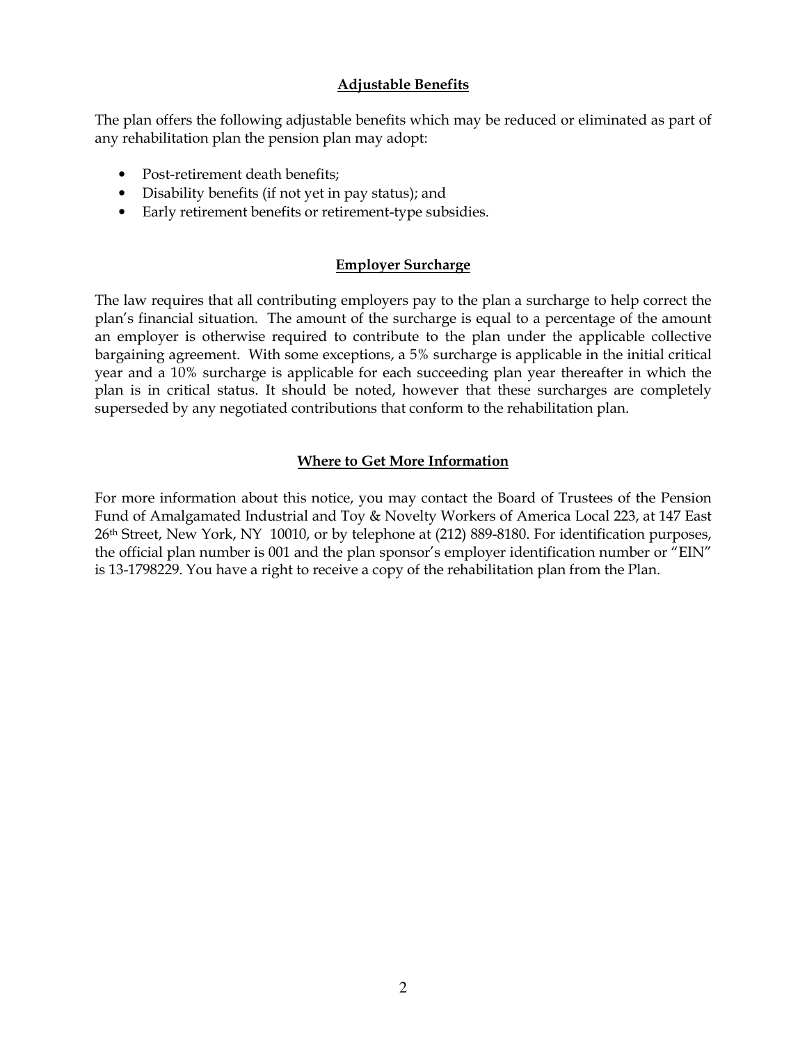## Adjustable Benefits

The plan offers the following adjustable benefits which may be reduced or eliminated as part of any rehabilitation plan the pension plan may adopt:

- Post-retirement death benefits;
- Disability benefits (if not yet in pay status); and
- Early retirement benefits or retirement-type subsidies.

## Employer Surcharge

The law requires that all contributing employers pay to the plan a surcharge to help correct the plan's financial situation. The amount of the surcharge is equal to a percentage of the amount an employer is otherwise required to contribute to the plan under the applicable collective bargaining agreement. With some exceptions, a 5% surcharge is applicable in the initial critical year and a 10% surcharge is applicable for each succeeding plan year thereafter in which the plan is in critical status. It should be noted, however that these surcharges are completely superseded by any negotiated contributions that conform to the rehabilitation plan.

## Where to Get More Information

For more information about this notice, you may contact the Board of Trustees of the Pension Fund of Amalgamated Industrial and Toy & Novelty Workers of America Local 223, at 147 East 26th Street, New York, NY 10010, or by telephone at (212) 889-8180. For identification purposes, the official plan number is 001 and the plan sponsor's employer identification number or "EIN" is 13-1798229. You have a right to receive a copy of the rehabilitation plan from the Plan.